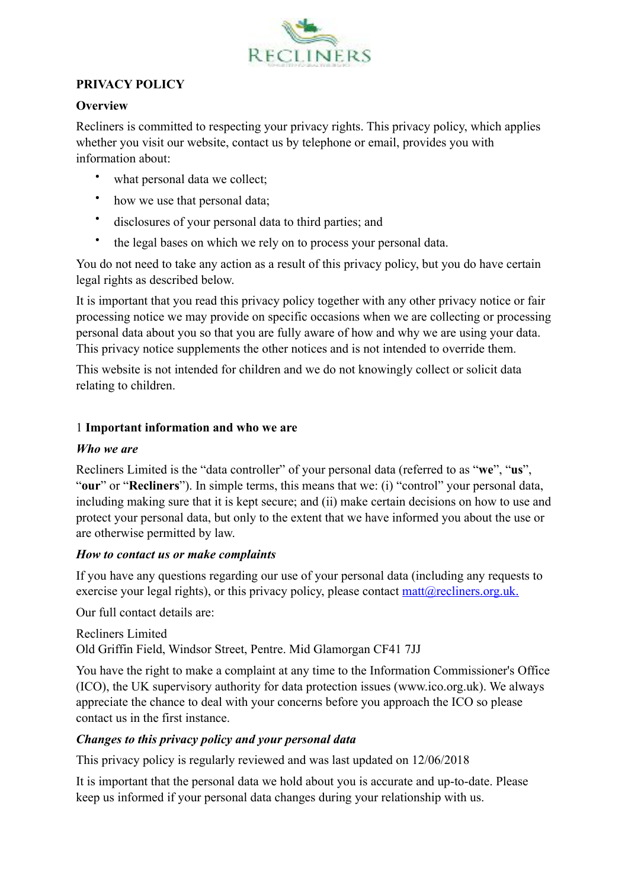# PRIVACY POLICY

## Overview

Recliners is committed to respecting your privacy rights. This privacy policy, which applies whether you visit our website, contact us by telephone or email, provides you with information about:

- what personal data we collect;
- how we use that personal data;
- disclosures of your personal data to third parties; and
- the legal bases on which we rely on to process your personal data.

You do not need to take any action as a result of this privacy policy, but you do have certain legal rights as described below.

It is important that you read this privacy policy together with any other privacy notice or fair processing notice we may provide on specific occasions when we are collecting or processing personal data about you so that you are fully aware of how and why we are using your data. This privacy notice supplements the other notices and is not intended to override them.

This website is not intended for children and we do not knowingly collect or solicit data relating to children.

## 1 Important information and who we are

### *Who we are*

Recliners Limited is the "data controller" of your personal data (referred to as "**we**", "**us**", "**our**" or "**Recliners**"). In simple terms, this means that we: (i) "control" your personal data, including making sure that it is kept secure; and (ii) make certain decisions on how to use and protect your personal data, but only to the extent that we have informed you about the use or are otherwise permitted by law.

### *How to contact us or make complaints*

If you have any questions regarding our use of your personal data (including any requests to exercise your legal rights), or this privacy policy, please contact matt@recliners.org.uk.

Our full contact details are:

Recliners Limited
Old Griffin Field, Windsor Street, Pentre. Mid Glamorgan CF41 7JJ

You have the right to make a complaint at any time to the Information Commissioner's Office (ICO), the UK supervisory authority for data protection issues (www.ico.org.uk). We always appreciate the chance to deal with your concerns before you approach the ICO so please contact us in the first instance.

### *Changes to this privacy policy and your personal data*

This privacy policy is regularly reviewed and was last updated on 12/06/2018

It is important that the personal data we hold about you is accurate and up-to-date. Please keep us informed if your personal data changes during your relationship with us.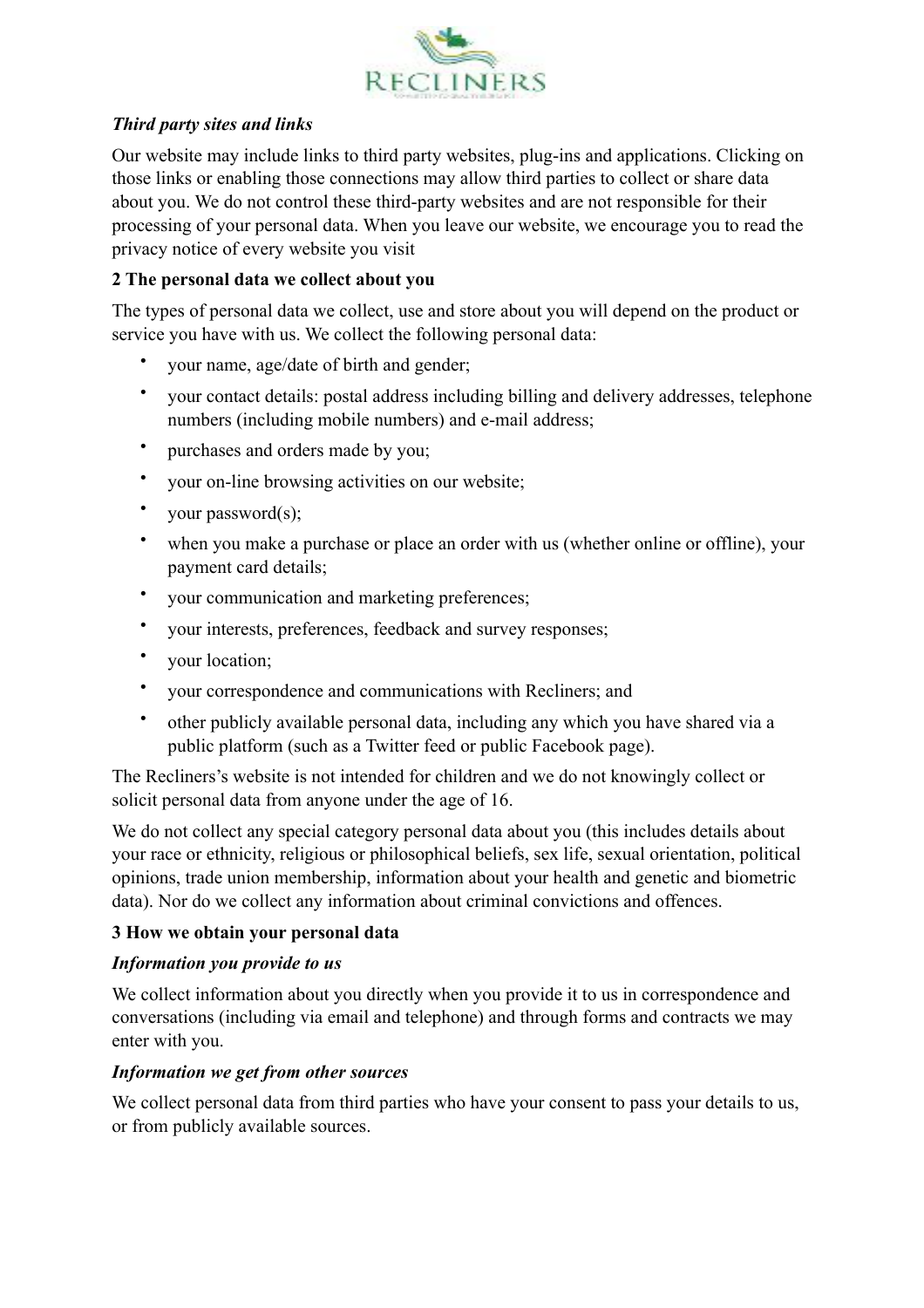***Third party sites and links***

Our website may include links to third party websites, plug-ins and applications. Clicking on those links or enabling those connections may allow third parties to collect or share data about you. We do not control these third-party websites and are not responsible for their processing of your personal data. When you leave our website, we encourage you to read the privacy notice of every website you visit

**2 The personal data we collect about you**

The types of personal data we collect, use and store about you will depend on the product or service you have with us. We collect the following personal data:

- your name, age/date of birth and gender;
- your contact details: postal address including billing and delivery addresses, telephone numbers (including mobile numbers) and e-mail address;
- purchases and orders made by you;
- your on-line browsing activities on our website;
- your password(s);
- when you make a purchase or place an order with us (whether online or offline), your payment card details;
- your communication and marketing preferences;
- your interests, preferences, feedback and survey responses;
- your location;
- your correspondence and communications with Recliners; and
- other publicly available personal data, including any which you have shared via a public platform (such as a Twitter feed or public Facebook page).

The Recliners's website is not intended for children and we do not knowingly collect or solicit personal data from anyone under the age of 16.

We do not collect any special category personal data about you (this includes details about your race or ethnicity, religious or philosophical beliefs, sex life, sexual orientation, political opinions, trade union membership, information about your health and genetic and biometric data). Nor do we collect any information about criminal convictions and offences.

**3 How we obtain your personal data**

***Information you provide to us***

We collect information about you directly when you provide it to us in correspondence and conversations (including via email and telephone) and through forms and contracts we may enter with you.

***Information we get from other sources***

We collect personal data from third parties who have your consent to pass your details to us, or from publicly available sources.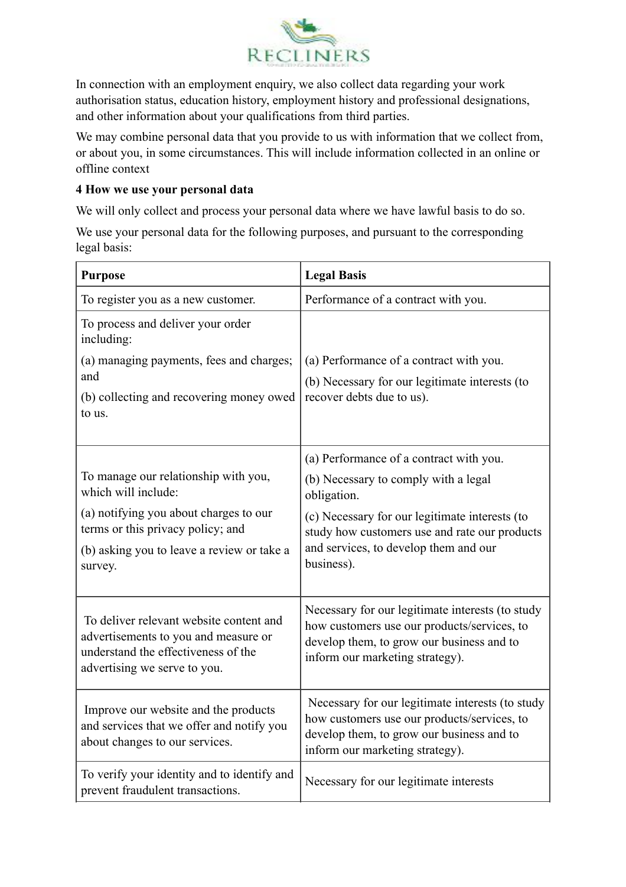In connection with an employment enquiry, we also collect data regarding your work authorisation status, education history, employment history and professional designations, and other information about your qualifications from third parties.

We may combine personal data that you provide to us with information that we collect from, or about you, in some circumstances. This will include information collected in an online or offline context

**4 How we use your personal data**

We will only collect and process your personal data where we have lawful basis to do so.

We use your personal data for the following purposes, and pursuant to the corresponding legal basis:

| **Purpose** | **Legal Basis** |
|---|---|
| To register you as a new customer. | Performance of a contract with you. |
| To process and deliver your order including:<br>(a) managing payments, fees and charges; and<br>(b) collecting and recovering money owed to us. | (a) Performance of a contract with you.<br>(b) Necessary for our legitimate interests (to recover debts due to us). |
| To manage our relationship with you, which will include:<br>(a) notifying you about charges to our terms or this privacy policy; and<br>(b) asking you to leave a review or take a survey. | (a) Performance of a contract with you.<br>(b) Necessary to comply with a legal obligation.<br>(c) Necessary for our legitimate interests (to study how customers use and rate our products and services, to develop them and our business). |
| To deliver relevant website content and advertisements to you and measure or understand the effectiveness of the advertising we serve to you. | Necessary for our legitimate interests (to study how customers use our products/services, to develop them, to grow our business and to inform our marketing strategy). |
| Improve our website and the products and services that we offer and notify you about changes to our services. | Necessary for our legitimate interests (to study how customers use our products/services, to develop them, to grow our business and to inform our marketing strategy). |
| To verify your identity and to identify and prevent fraudulent transactions. | Necessary for our legitimate interests |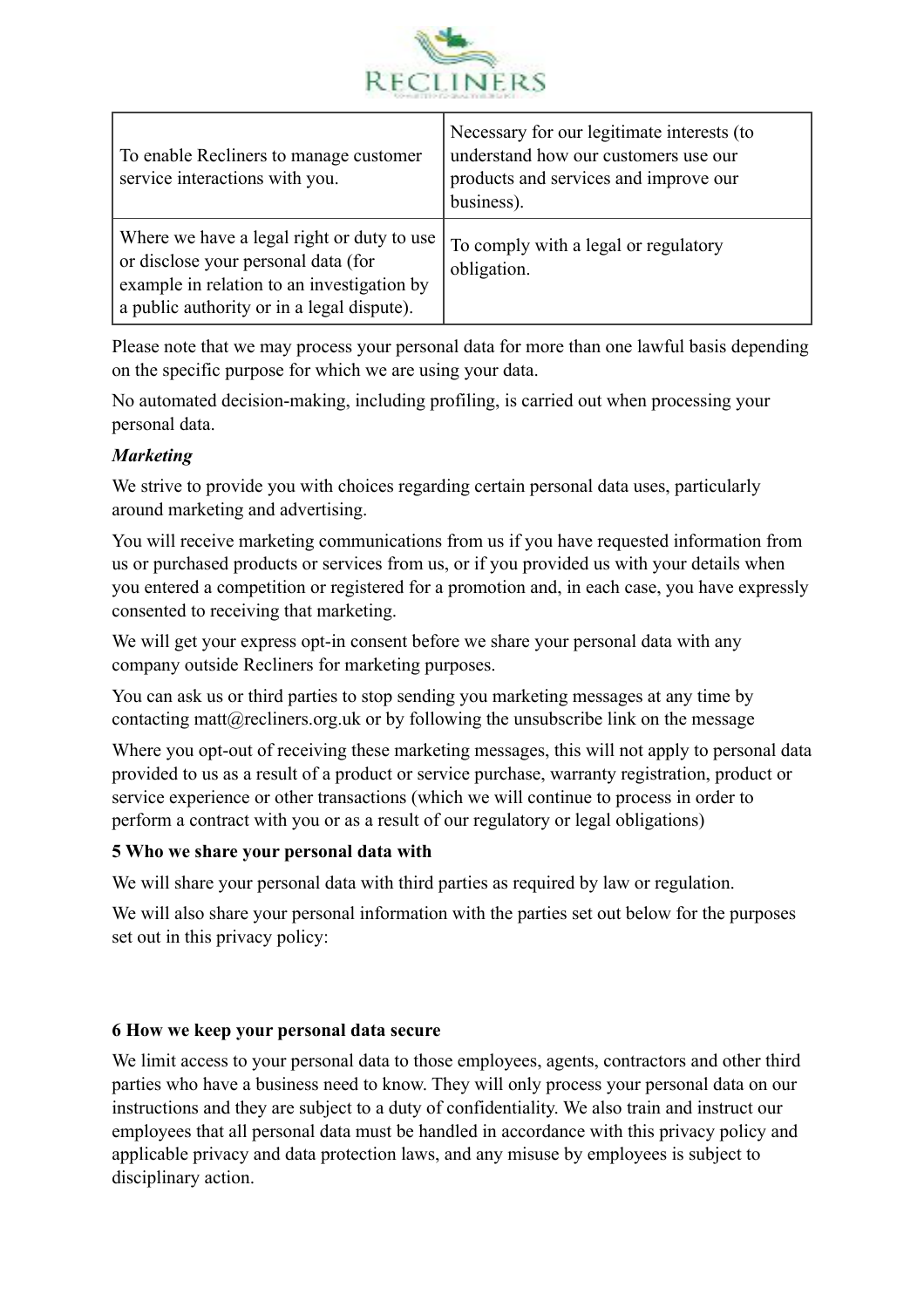| To enable Recliners to manage customer service interactions with you. | Necessary for our legitimate interests (to understand how our customers use our products and services and improve our business). |
|---|---|
| Where we have a legal right or duty to use or disclose your personal data (for example in relation to an investigation by a public authority or in a legal dispute). | To comply with a legal or regulatory obligation. |

Please note that we may process your personal data for more than one lawful basis depending on the specific purpose for which we are using your data.

No automated decision-making, including profiling, is carried out when processing your personal data.

***Marketing***

We strive to provide you with choices regarding certain personal data uses, particularly around marketing and advertising.

You will receive marketing communications from us if you have requested information from us or purchased products or services from us, or if you provided us with your details when you entered a competition or registered for a promotion and, in each case, you have expressly consented to receiving that marketing.

We will get your express opt-in consent before we share your personal data with any company outside Recliners for marketing purposes.

You can ask us or third parties to stop sending you marketing messages at any time by contacting matt@recliners.org.uk or by following the unsubscribe link on the message

Where you opt-out of receiving these marketing messages, this will not apply to personal data provided to us as a result of a product or service purchase, warranty registration, product or service experience or other transactions (which we will continue to process in order to perform a contract with you or as a result of our regulatory or legal obligations)

**5 Who we share your personal data with**

We will share your personal data with third parties as required by law or regulation.

We will also share your personal information with the parties set out below for the purposes set out in this privacy policy:

**6 How we keep your personal data secure**

We limit access to your personal data to those employees, agents, contractors and other third parties who have a business need to know. They will only process your personal data on our instructions and they are subject to a duty of confidentiality. We also train and instruct our employees that all personal data must be handled in accordance with this privacy policy and applicable privacy and data protection laws, and any misuse by employees is subject to disciplinary action.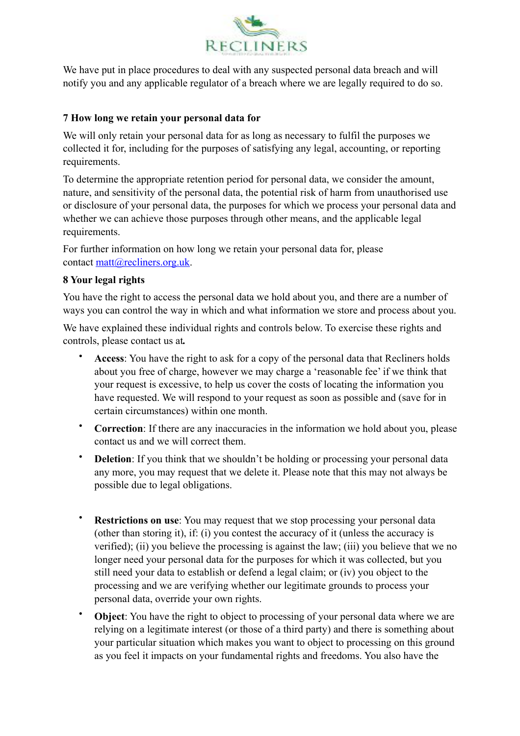We have put in place procedures to deal with any suspected personal data breach and will notify you and any applicable regulator of a breach where we are legally required to do so.

### 7 How long we retain your personal data for

We will only retain your personal data for as long as necessary to fulfil the purposes we collected it for, including for the purposes of satisfying any legal, accounting, or reporting requirements.

To determine the appropriate retention period for personal data, we consider the amount, nature, and sensitivity of the personal data, the potential risk of harm from unauthorised use or disclosure of your personal data, the purposes for which we process your personal data and whether we can achieve those purposes through other means, and the applicable legal requirements.

For further information on how long we retain your personal data for, please contact [matt@recliners.org.uk](mailto:matt@recliners.org.uk).

### 8 Your legal rights

You have the right to access the personal data we hold about you, and there are a number of ways you can control the way in which and what information we store and process about you.

We have explained these individual rights and controls below. To exercise these rights and controls, please contact us at**.**

- **Access**: You have the right to ask for a copy of the personal data that Recliners holds about you free of charge, however we may charge a 'reasonable fee' if we think that your request is excessive, to help us cover the costs of locating the information you have requested. We will respond to your request as soon as possible and (save for in certain circumstances) within one month.
- **Correction**: If there are any inaccuracies in the information we hold about you, please contact us and we will correct them.
- **Deletion**: If you think that we shouldn't be holding or processing your personal data any more, you may request that we delete it. Please note that this may not always be possible due to legal obligations.
- **Restrictions on use**: You may request that we stop processing your personal data (other than storing it), if: (i) you contest the accuracy of it (unless the accuracy is verified); (ii) you believe the processing is against the law; (iii) you believe that we no longer need your personal data for the purposes for which it was collected, but you still need your data to establish or defend a legal claim; or (iv) you object to the processing and we are verifying whether our legitimate grounds to process your personal data, override your own rights.
- **Object**: You have the right to object to processing of your personal data where we are relying on a legitimate interest (or those of a third party) and there is something about your particular situation which makes you want to object to processing on this ground as you feel it impacts on your fundamental rights and freedoms. You also have the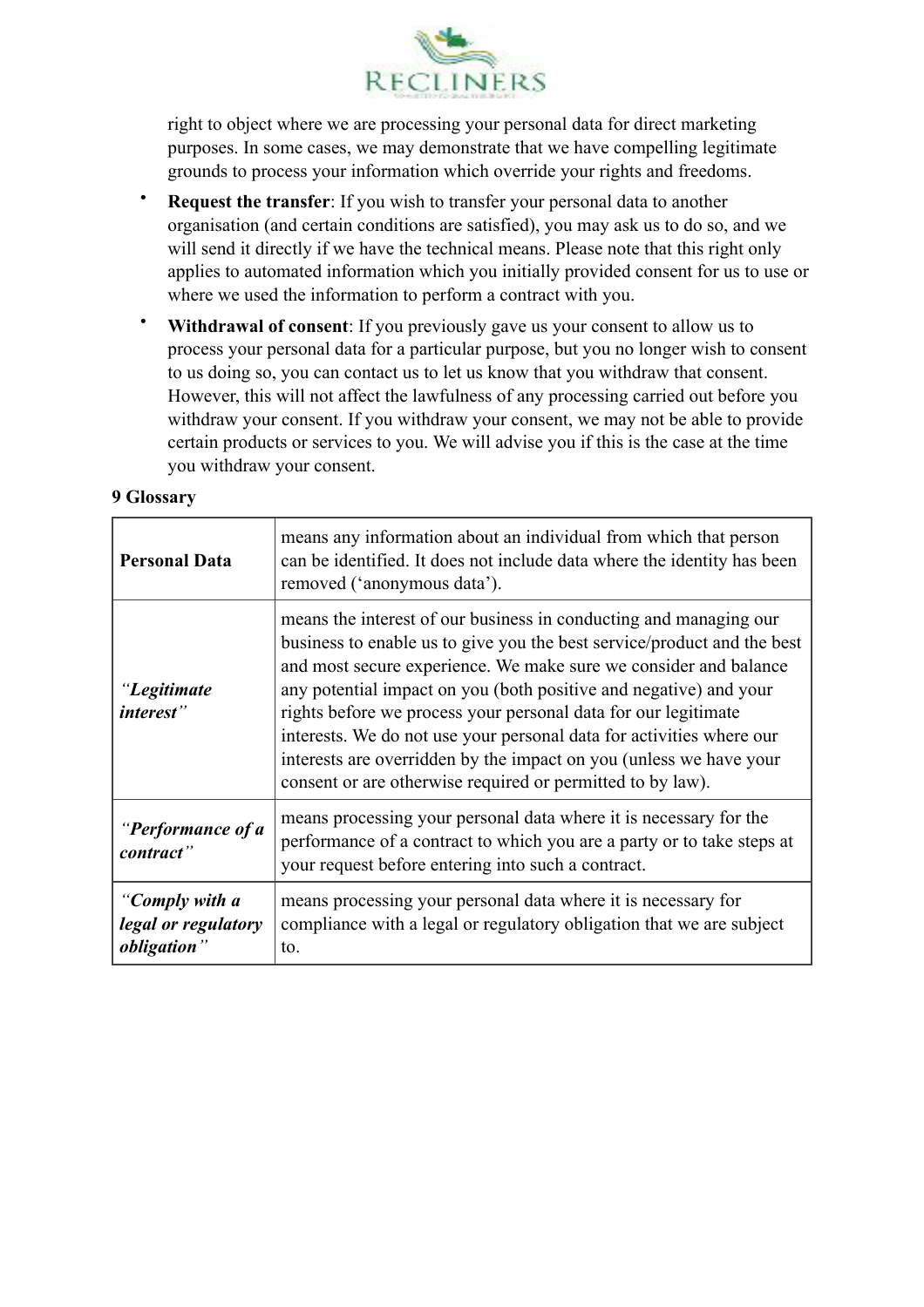right to object where we are processing your personal data for direct marketing purposes. In some cases, we may demonstrate that we have compelling legitimate grounds to process your information which override your rights and freedoms.

- **Request the transfer**: If you wish to transfer your personal data to another organisation (and certain conditions are satisfied), you may ask us to do so, and we will send it directly if we have the technical means. Please note that this right only applies to automated information which you initially provided consent for us to use or where we used the information to perform a contract with you.
- **Withdrawal of consent**: If you previously gave us your consent to allow us to process your personal data for a particular purpose, but you no longer wish to consent to us doing so, you can contact us to let us know that you withdraw that consent. However, this will not affect the lawfulness of any processing carried out before you withdraw your consent. If you withdraw your consent, we may not be able to provide certain products or services to you. We will advise you if this is the case at the time you withdraw your consent.

**9 Glossary**

| | |
|---|---|
| **Personal Data** | means any information about an individual from which that person can be identified. It does not include data where the identity has been removed ('anonymous data'). |
| ***"Legitimate interest"*** | means the interest of our business in conducting and managing our business to enable us to give you the best service/product and the best and most secure experience. We make sure we consider and balance any potential impact on you (both positive and negative) and your rights before we process your personal data for our legitimate interests. We do not use your personal data for activities where our interests are overridden by the impact on you (unless we have your consent or are otherwise required or permitted to by law). |
| ***"Performance of a contract"*** | means processing your personal data where it is necessary for the performance of a contract to which you are a party or to take steps at your request before entering into such a contract. |
| ***"Comply with a legal or regulatory obligation"*** | means processing your personal data where it is necessary for compliance with a legal or regulatory obligation that we are subject to. |